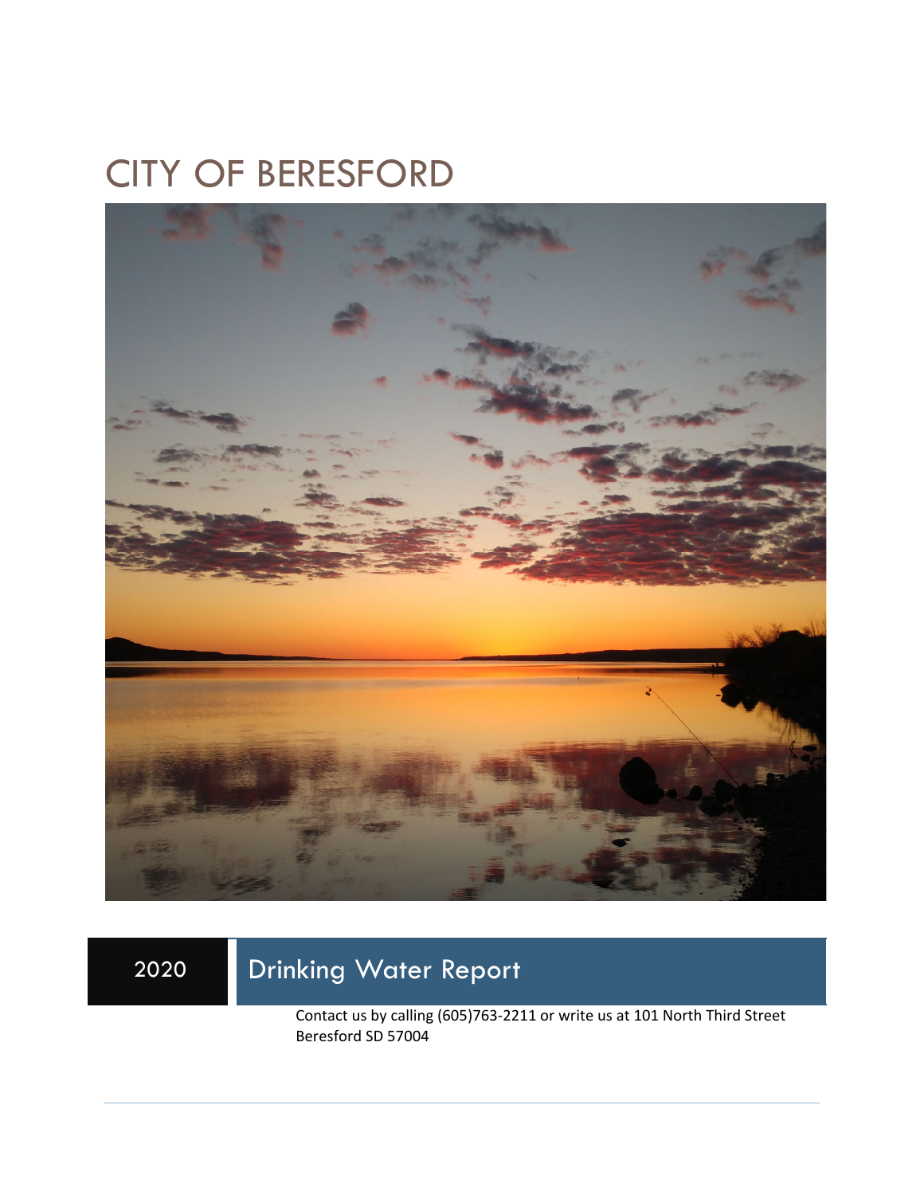# CITY OF BERESFORD

2020

## Drinking Water Report

Contact us by calling (605)763-2211 or write us at 101 North Third Street Beresford SD 57004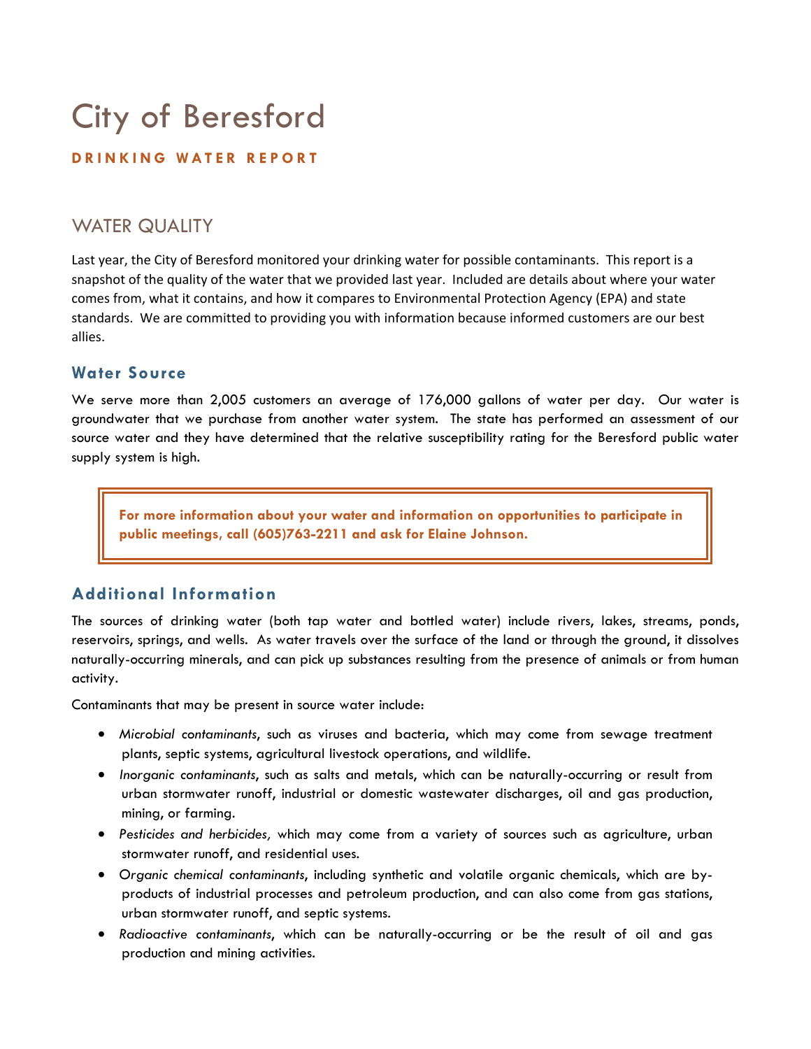# City of Beresford

**DRINKING WATER REPORT**

## WATER QUALITY

Last year, the City of Beresford monitored your drinking water for possible contaminants. This report is a snapshot of the quality of the water that we provided last year. Included are details about where your water comes from, what it contains, and how it compares to Environmental Protection Agency (EPA) and state standards. We are committed to providing you with information because informed customers are our best allies.

### Water Source

We serve more than 2,005 customers an average of 176,000 gallons of water per day. Our water is groundwater that we purchase from another water system. The state has performed an assessment of our source water and they have determined that the relative susceptibility rating for the Beresford public water supply system is high.

**For more information about your water and information on opportunities to participate in public meetings, call (605)763-2211 and ask for Elaine Johnson.**

### Additional Information

The sources of drinking water (both tap water and bottled water) include rivers, lakes, streams, ponds, reservoirs, springs, and wells. As water travels over the surface of the land or through the ground, it dissolves naturally-occurring minerals, and can pick up substances resulting from the presence of animals or from human activity.

Contaminants that may be present in source water include:

- *Microbial contaminants*, such as viruses and bacteria, which may come from sewage treatment plants, septic systems, agricultural livestock operations, and wildlife.
- *Inorganic contaminants*, such as salts and metals, which can be naturally-occurring or result from urban stormwater runoff, industrial or domestic wastewater discharges, oil and gas production, mining, or farming.
- *Pesticides and herbicides,* which may come from a variety of sources such as agriculture, urban stormwater runoff, and residential uses.
- *Organic chemical contaminants*, including synthetic and volatile organic chemicals, which are by-products of industrial processes and petroleum production, and can also come from gas stations, urban stormwater runoff, and septic systems.
- *Radioactive contaminants*, which can be naturally-occurring or be the result of oil and gas production and mining activities.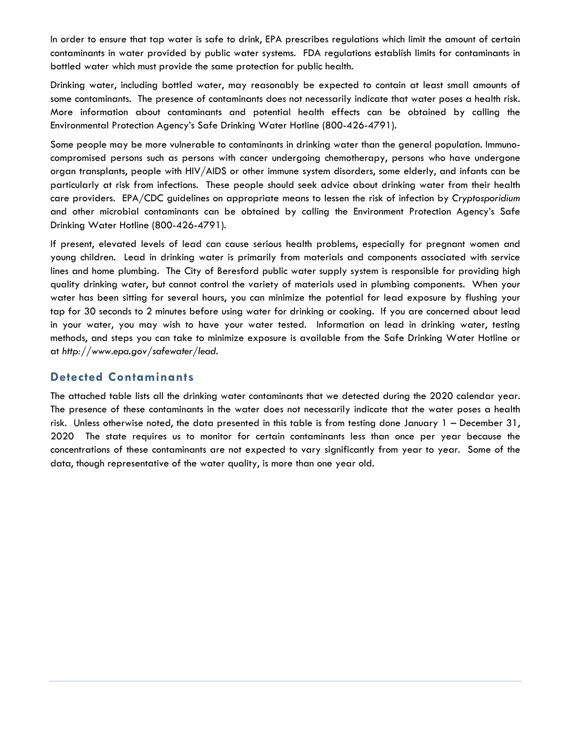In order to ensure that tap water is safe to drink, EPA prescribes regulations which limit the amount of certain contaminants in water provided by public water systems. FDA regulations establish limits for contaminants in bottled water which must provide the same protection for public health.

Drinking water, including bottled water, may reasonably be expected to contain at least small amounts of some contaminants. The presence of contaminants does not necessarily indicate that water poses a health risk. More information about contaminants and potential health effects can be obtained by calling the Environmental Protection Agency's Safe Drinking Water Hotline (800-426-4791).

Some people may be more vulnerable to contaminants in drinking water than the general population. Immuno-compromised persons such as persons with cancer undergoing chemotherapy, persons who have undergone organ transplants, people with HIV/AIDS or other immune system disorders, some elderly, and infants can be particularly at risk from infections. These people should seek advice about drinking water from their health care providers. EPA/CDC guidelines on appropriate means to lessen the risk of infection by *Cryptosporidium* and other microbial contaminants can be obtained by calling the Environment Protection Agency's Safe Drinking Water Hotline (800-426-4791).

If present, elevated levels of lead can cause serious health problems, especially for pregnant women and young children. Lead in drinking water is primarily from materials and components associated with service lines and home plumbing. The City of Beresford public water supply system is responsible for providing high quality drinking water, but cannot control the variety of materials used in plumbing components. When your water has been sitting for several hours, you can minimize the potential for lead exposure by flushing your tap for 30 seconds to 2 minutes before using water for drinking or cooking. If you are concerned about lead in your water, you may wish to have your water tested. Information on lead in drinking water, testing methods, and steps you can take to minimize exposure is available from the Safe Drinking Water Hotline or at *http://www.epa.gov/safewater/lead*.

## Detected Contaminants

The attached table lists all the drinking water contaminants that we detected during the 2020 calendar year. The presence of these contaminants in the water does not necessarily indicate that the water poses a health risk. Unless otherwise noted, the data presented in this table is from testing done January 1 – December 31, 2020 The state requires us to monitor for certain contaminants less than once per year because the concentrations of these contaminants are not expected to vary significantly from year to year. Some of the data, though representative of the water quality, is more than one year old.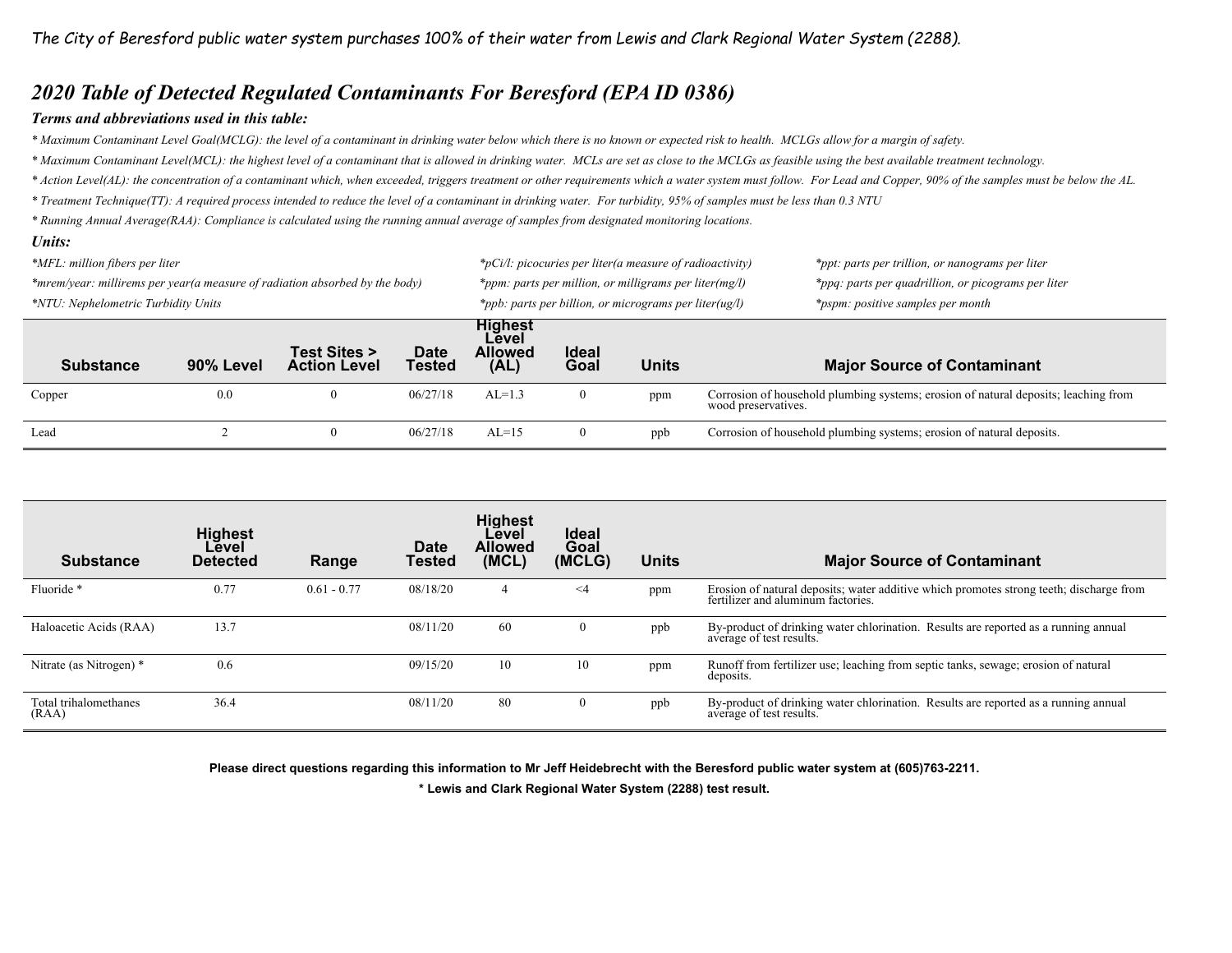*The City of Beresford public water system purchases 100% of their water from Lewis and Clark Regional Water System (2288).*

## *2020 Table of Detected Regulated Contaminants For Beresford (EPA ID 0386)*

### *Terms and abbreviations used in this table:*

* *Maximum Contaminant Level Goal(MCLG): the level of a contaminant in drinking water below which there is no known or expected risk to health. MCLGs allow for a margin of safety.*
* *Maximum Contaminant Level(MCL): the highest level of a contaminant that is allowed in drinking water. MCLs are set as close to the MCLGs as feasible using the best available treatment technology.*
* *Action Level(AL): the concentration of a contaminant which, when exceeded, triggers treatment or other requirements which a water system must follow. For Lead and Copper, 90% of the samples must be below the AL.*
* *Treatment Technique(TT): A required process intended to reduce the level of a contaminant in drinking water. For turbidity, 95% of samples must be less than 0.3 NTU*
* *Running Annual Average(RAA): Compliance is calculated using the running annual average of samples from designated monitoring locations.*

### *Units:*

*MFL: million fibers per liter*

*mrem/year: millirems per year(a measure of radiation absorbed by the body)*

*NTU: Nephelometric Turbidity Units*

*pCi/l: picocuries per liter(a measure of radioactivity)*

*ppm: parts per million, or milligrams per liter(mg/l)*

*ppb: parts per billion, or micrograms per liter(ug/l)*

*ppt: parts per trillion, or nanograms per liter*

*ppq: parts per quadrillion, or picograms per liter*

*pspm: positive samples per month*

| Substance | 90% Level | Test Sites > Action Level | Date Tested | Highest Level Allowed (AL) | Ideal Goal | Units | Major Source of Contaminant |
|---|---|---|---|---|---|---|---|
| Copper | 0.0 | 0 | 06/27/18 | AL=1.3 | 0 | ppm | Corrosion of household plumbing systems; erosion of natural deposits; leaching from wood preservatives. |
| Lead | 2 | 0 | 06/27/18 | AL=15 | 0 | ppb | Corrosion of household plumbing systems; erosion of natural deposits. |

| Substance | Highest Level Detected | Range | Date Tested | Highest Level Allowed (MCL) | Ideal Goal (MCLG) | Units | Major Source of Contaminant |
|---|---|---|---|---|---|---|---|
| Fluoride * | 0.77 | 0.61 - 0.77 | 08/18/20 | 4 | <4 | ppm | Erosion of natural deposits; water additive which promotes strong teeth; discharge from fertilizer and aluminum factories. |
| Haloacetic Acids (RAA) | 13.7 | | 08/11/20 | 60 | 0 | ppb | By-product of drinking water chlorination. Results are reported as a running annual average of test results. |
| Nitrate (as Nitrogen) * | 0.6 | | 09/15/20 | 10 | 10 | ppm | Runoff from fertilizer use; leaching from septic tanks, sewage; erosion of natural deposits. |
| Total trihalomethanes (RAA) | 36.4 | | 08/11/20 | 80 | 0 | ppb | By-product of drinking water chlorination. Results are reported as a running annual average of test results. |

**Please direct questions regarding this information to Mr Jeff Heidebrecht with the Beresford public water system at (605)763-2211.**

*** Lewis and Clark Regional Water System (2288) test result.**